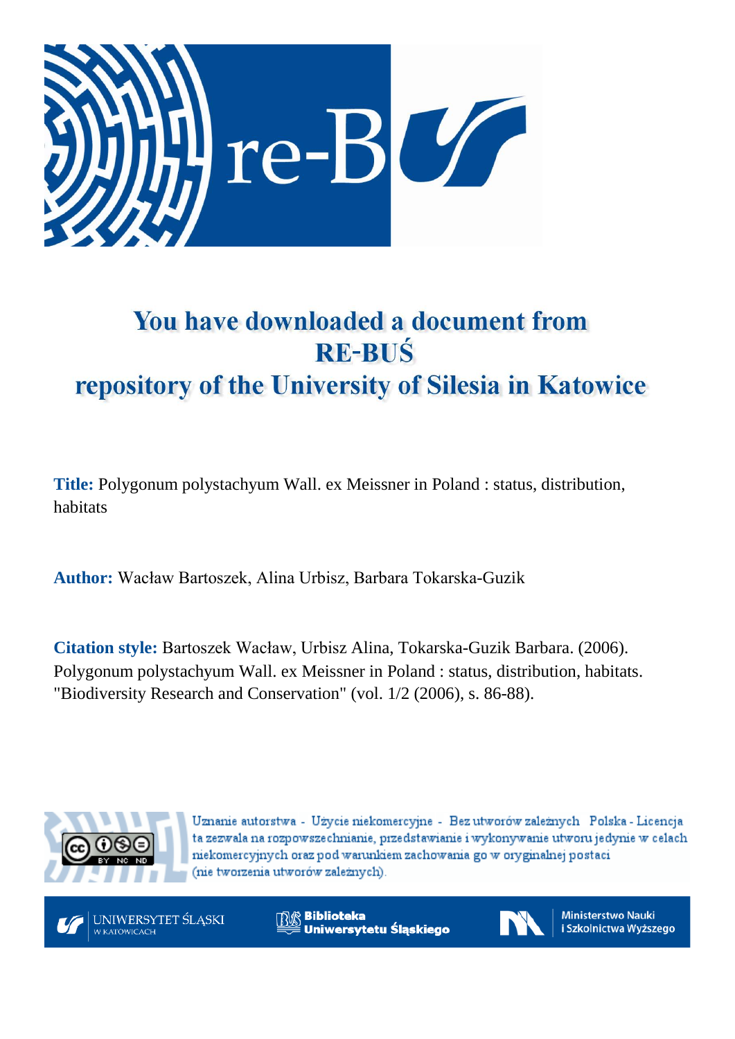# You have downloaded a document from RE-BUŚ repository of the University of Silesia in Katowice

**Title:** Polygonum polystachyum Wall. ex Meissner in Poland : status, distribution, habitats

**Author:** Wacław Bartoszek, Alina Urbisz, Barbara Tokarska-Guzik

**Citation style:** Bartoszek Wacław, Urbisz Alina, Tokarska-Guzik Barbara. (2006). Polygonum polystachyum Wall. ex Meissner in Poland : status, distribution, habitats. "Biodiversity Research and Conservation" (vol. 1/2 (2006), s. 86-88).

Uznanie autorstwa - Użycie niekomercyjne - Bez utworów zależnych Polska - Licencja ta zezwala na rozpowszechnianie, przedstawianie i wykonywanie utworu jedynie w celach niekomercyjnych oraz pod warunkiem zachowania go w oryginalnej postaci (nie tworzenia utworów zależnych).

UNIWERSYTET ŚLĄSKI W KATOWICACH

Biblioteka Uniwersytetu Śląskiego

Ministerstwo Nauki i Szkolnictwa Wyższego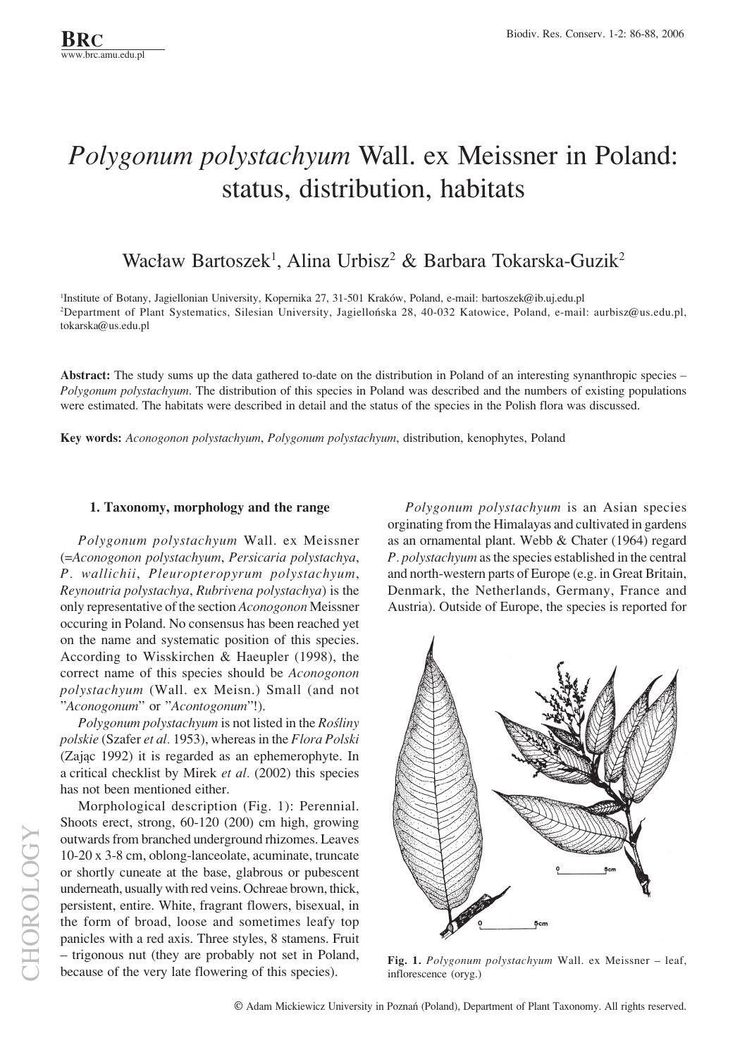# *Polygonum polystachyum* Wall. ex Meissner in Poland: status, distribution, habitats

Wacław Bartoszek[1], Alina Urbisz[2] & Barbara Tokarska-Guzik[2]

[1]Institute of Botany, Jagiellonian University, Kopernika 27, 31-501 Kraków, Poland, e-mail: bartoszek@ib.uj.edu.pl
[2]Department of Plant Systematics, Silesian University, Jagiellońska 28, 40-032 Katowice, Poland, e-mail: aurbisz@us.edu.pl, tokarska@us.edu.pl

**Abstract:** The study sums up the data gathered to-date on the distribution in Poland of an interesting synanthropic species – *Polygonum polystachyum*. The distribution of this species in Poland was described and the numbers of existing populations were estimated. The habitats were described in detail and the status of the species in the Polish flora was discussed.

**Key words:** *Aconogonon polystachyum*, *Polygonum polystachyum*, distribution, kenophytes, Poland

## 1. Taxonomy, morphology and the range

*Polygonum polystachyum* Wall. ex Meissner (=*Aconogonon polystachyum*, *Persicaria polystachya*, *P. wallichii*, *Pleuropteropyrum polystachyum*, *Reynoutria polystachya*, *Rubrivena polystachya*) is the only representative of the section *Aconogonon* Meissner occuring in Poland. No consensus has been reached yet on the name and systematic position of this species. According to Wisskirchen & Haeupler (1998), the correct name of this species should be *Aconogonon polystachyum* (Wall. ex Meisn.) Small (and not "*Aconogonum*" or "*Acontogonum*"!).

*Polygonum polystachyum* is not listed in the *Rośliny polskie* (Szafer *et al.* 1953), whereas in the *Flora Polski* (Zając 1992) it is regarded as an ephemerophyte. In a critical checklist by Mirek *et al.* (2002) this species has not been mentioned either.

Morphological description (Fig. 1): Perennial. Shoots erect, strong, 60-120 (200) cm high, growing outwards from branched underground rhizomes. Leaves 10-20 x 3-8 cm, oblong-lanceolate, acuminate, truncate or shortly cuneate at the base, glabrous or pubescent underneath, usually with red veins. Ochreae brown, thick, persistent, entire. White, fragrant flowers, bisexual, in the form of broad, loose and sometimes leafy top panicles with a red axis. Three styles, 8 stamens. Fruit – trigonous nut (they are probably not set in Poland, because of the very late flowering of this species).

*Polygonum polystachyum* is an Asian species orginating from the Himalayas and cultivated in gardens as an ornamental plant. Webb & Chater (1964) regard *P. polystachyum* as the species established in the central and north-western parts of Europe (e.g. in Great Britain, Denmark, the Netherlands, Germany, France and Austria). Outside of Europe, the species is reported for

**Fig. 1.** *Polygonum polystachyum* Wall. ex Meissner – leaf, inflorescence (oryg.)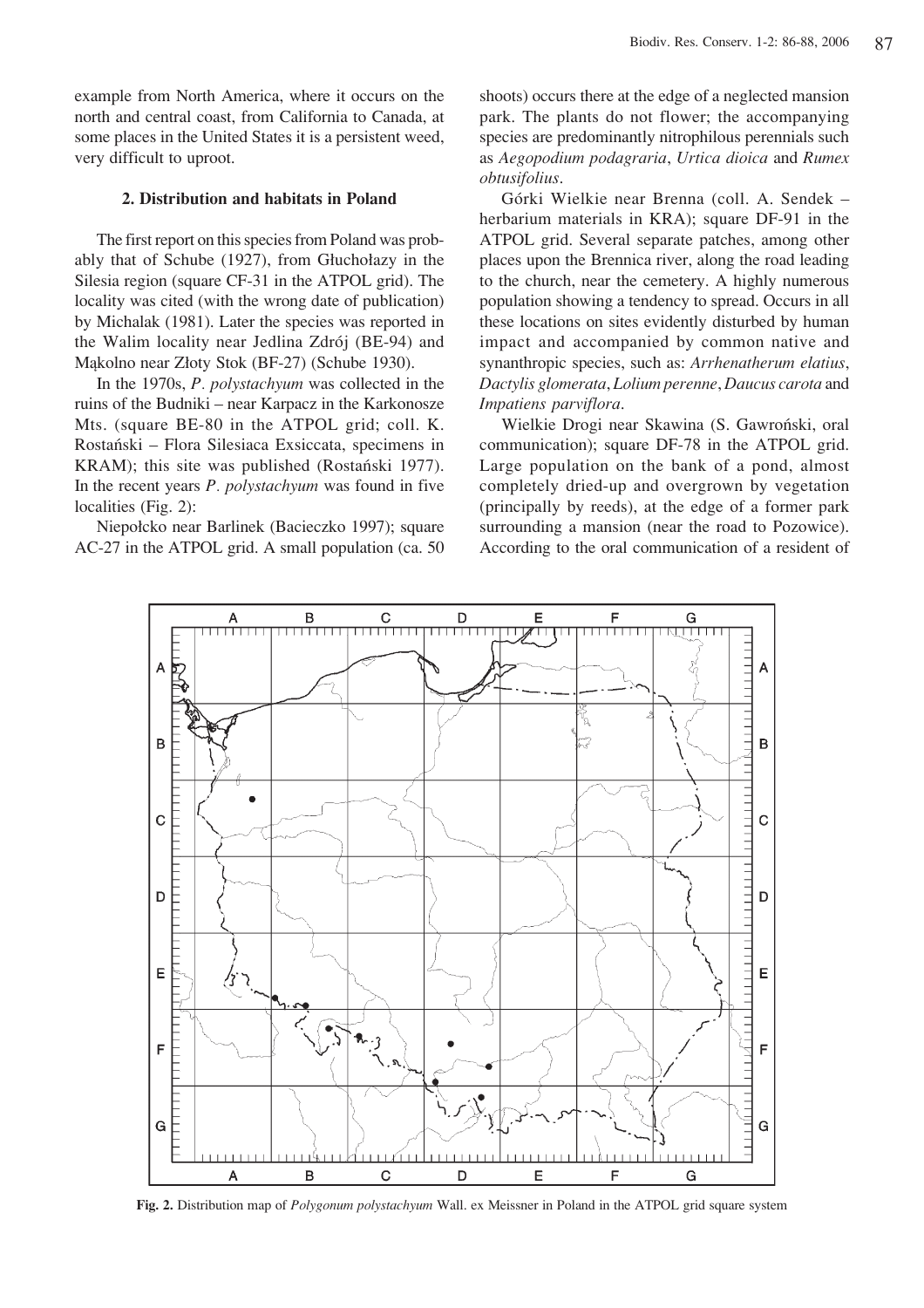example from North America, where it occurs on the north and central coast, from California to Canada, at some places in the United States it is a persistent weed, very difficult to uproot.

## 2. Distribution and habitats in Poland

The first report on this species from Poland was probably that of Schube (1927), from Głuchołazy in the Silesia region (square CF-31 in the ATPOL grid). The locality was cited (with the wrong date of publication) by Michalak (1981). Later the species was reported in the Walim locality near Jedlina Zdrój (BE-94) and Mąkolno near Złoty Stok (BF-27) (Schube 1930).

In the 1970s, *P. polystachyum* was collected in the ruins of the Budniki – near Karpacz in the Karkonosze Mts. (square BE-80 in the ATPOL grid; coll. K. Rostański – Flora Silesiaca Exsiccata, specimens in KRAM); this site was published (Rostański 1977). In the recent years *P. polystachyum* was found in five localities (Fig. 2):

Niepołcko near Barlinek (Bacieczko 1997); square AC-27 in the ATPOL grid. A small population (ca. 50 shoots) occurs there at the edge of a neglected mansion park. The plants do not flower; the accompanying species are predominantly nitrophilous perennials such as *Aegopodium podagraria*, *Urtica dioica* and *Rumex obtusifolius*.

Górki Wielkie near Brenna (coll. A. Sendek – herbarium materials in KRA); square DF-91 in the ATPOL grid. Several separate patches, among other places upon the Brennica river, along the road leading to the church, near the cemetery. A highly numerous population showing a tendency to spread. Occurs in all these locations on sites evidently disturbed by human impact and accompanied by common native and synanthropic species, such as: *Arrhenatherum elatius*, *Dactylis glomerata*, *Lolium perenne*, *Daucus carota* and *Impatiens parviflora*.

Wielkie Drogi near Skawina (S. Gawroński, oral communication); square DF-78 in the ATPOL grid. Large population on the bank of a pond, almost completely dried-up and overgrown by vegetation (principally by reeds), at the edge of a former park surrounding a mansion (near the road to Pozowice). According to the oral communication of a resident of

**Fig. 2.** Distribution map of *Polygonum polystachyum* Wall. ex Meissner in Poland in the ATPOL grid square system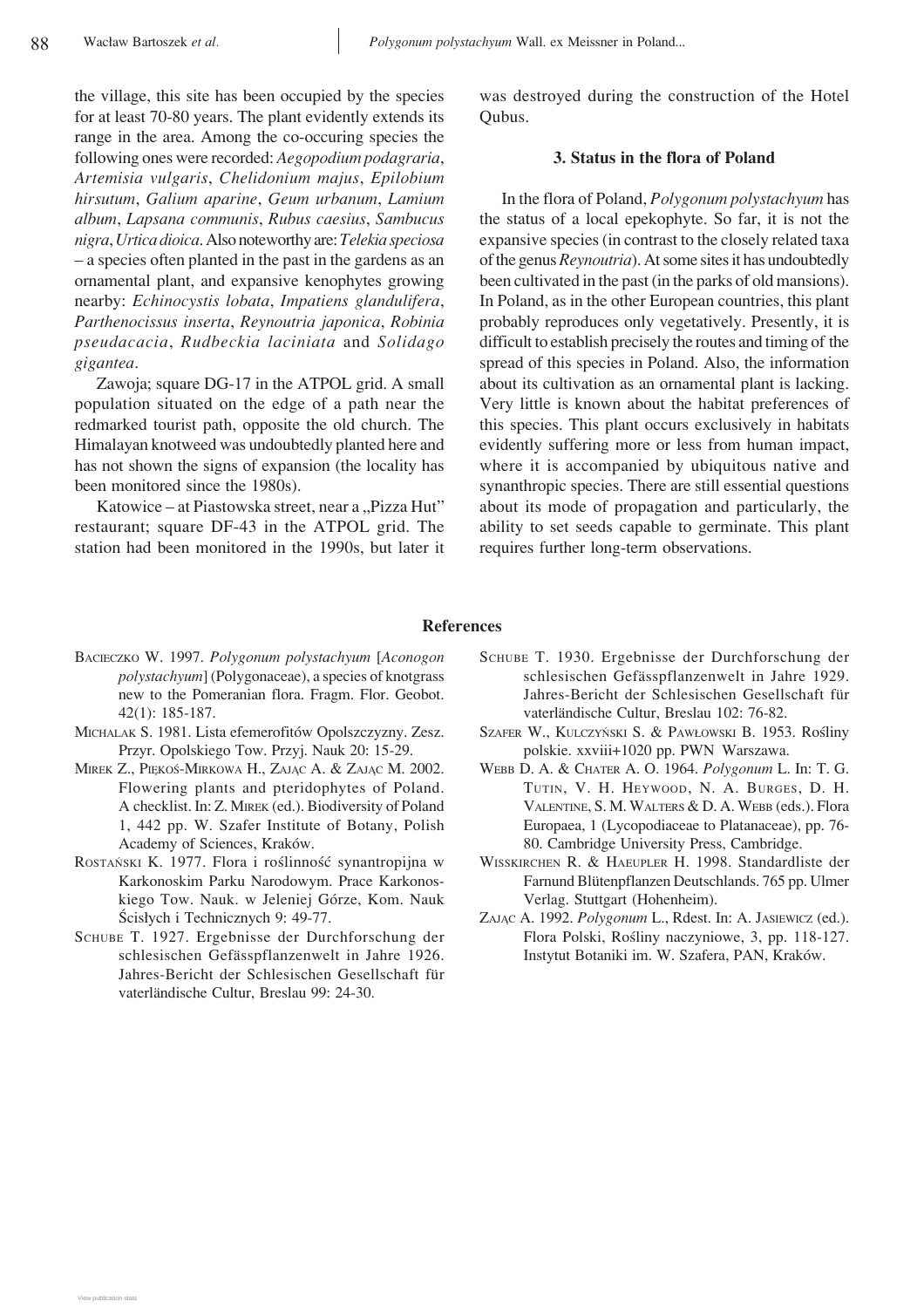the village, this site has been occupied by the species for at least 70-80 years. The plant evidently extends its range in the area. Among the co-occuring species the following ones were recorded: *Aegopodium podagraria*, *Artemisia vulgaris*, *Chelidonium majus*, *Epilobium hirsutum*, *Galium aparine*, *Geum urbanum*, *Lamium album*, *Lapsana communis*, *Rubus caesius*, *Sambucus nigra*, *Urtica dioica*. Also noteworthy are: *Telekia speciosa* – a species often planted in the past in the gardens as an ornamental plant, and expansive kenophytes growing nearby: *Echinocystis lobata*, *Impatiens glandulifera*, *Parthenocissus inserta*, *Reynoutria japonica*, *Robinia pseudacacia*, *Rudbeckia laciniata* and *Solidago gigantea*.

Zawoja; square DG-17 in the ATPOL grid. A small population situated on the edge of a path near the redmarked tourist path, opposite the old church. The Himalayan knotweed was undoubtedly planted here and has not shown the signs of expansion (the locality has been monitored since the 1980s).

Katowice – at Piastowska street, near a „Pizza Hut" restaurant; square DF-43 in the ATPOL grid. The station had been monitored in the 1990s, but later it was destroyed during the construction of the Hotel Qubus.

### 3. Status in the flora of Poland

In the flora of Poland, *Polygonum polystachyum* has the status of a local epekophyte. So far, it is not the expansive species (in contrast to the closely related taxa of the genus *Reynoutria*). At some sites it has undoubtedly been cultivated in the past (in the parks of old mansions). In Poland, as in the other European countries, this plant probably reproduces only vegetatively. Presently, it is difficult to establish precisely the routes and timing of the spread of this species in Poland. Also, the information about its cultivation as an ornamental plant is lacking. Very little is known about the habitat preferences of this species. This plant occurs exclusively in habitats evidently suffering more or less from human impact, where it is accompanied by ubiquitous native and synanthropic species. There are still essential questions about its mode of propagation and particularly, the ability to set seeds capable to germinate. This plant requires further long-term observations.

### References

Bacieczko W. 1997. *Polygonum polystachyum* [*Aconogon polystachyum*] (Polygonaceae), a species of knotgrass new to the Pomeranian flora. Fragm. Flor. Geobot. 42(1): 185-187.

Michalak S. 1981. Lista efemerofitów Opolszczyzny. Zesz. Przyr. Opolskiego Tow. Przyj. Nauk 20: 15-29.

Mirek Z., Piękoś-Mirkowa H., Zając A. & Zając M. 2002. Flowering plants and pteridophytes of Poland. A checklist. In: Z. Mirek (ed.). Biodiversity of Poland 1, 442 pp. W. Szafer Institute of Botany, Polish Academy of Sciences, Kraków.

Rostański K. 1977. Flora i roślinność synantropijna w Karkonoskim Parku Narodowym. Prace Karkonoskiego Tow. Nauk. w Jeleniej Górze, Kom. Nauk Ścisłych i Technicznych 9: 49-77.

Schube T. 1927. Ergebnisse der Durchforschung der schlesischen Gefässpflanzenwelt in Jahre 1926. Jahres-Bericht der Schlesischen Gesellschaft für vaterländische Cultur, Breslau 99: 24-30.

Schube T. 1930. Ergebnisse der Durchforschung der schlesischen Gefässpflanzenwelt in Jahre 1929. Jahres-Bericht der Schlesischen Gesellschaft für vaterländische Cultur, Breslau 102: 76-82.

Szafer W., Kulczyński S. & Pawłowski B. 1953. Rośliny polskie. xxviii+1020 pp. PWN Warszawa.

Webb D. A. & Chater A. O. 1964. *Polygonum* L. In: T. G. Tutin, V. H. Heywood, N. A. Burges, D. H. Valentine, S. M. Walters & D. A. Webb (eds.). Flora Europaea, 1 (Lycopodiaceae to Platanaceae), pp. 76-80. Cambridge University Press, Cambridge.

Wisskirchen R. & Haeupler H. 1998. Standardliste der Farnund Blütenpflanzen Deutschlands. 765 pp. Ulmer Verlag. Stuttgart (Hohenheim).

Zając A. 1992. *Polygonum* L., Rdest. In: A. Jasiewicz (ed.). Flora Polski, Rośliny naczyniowe, 3, pp. 118-127. Instytut Botaniki im. W. Szafera, PAN, Kraków.